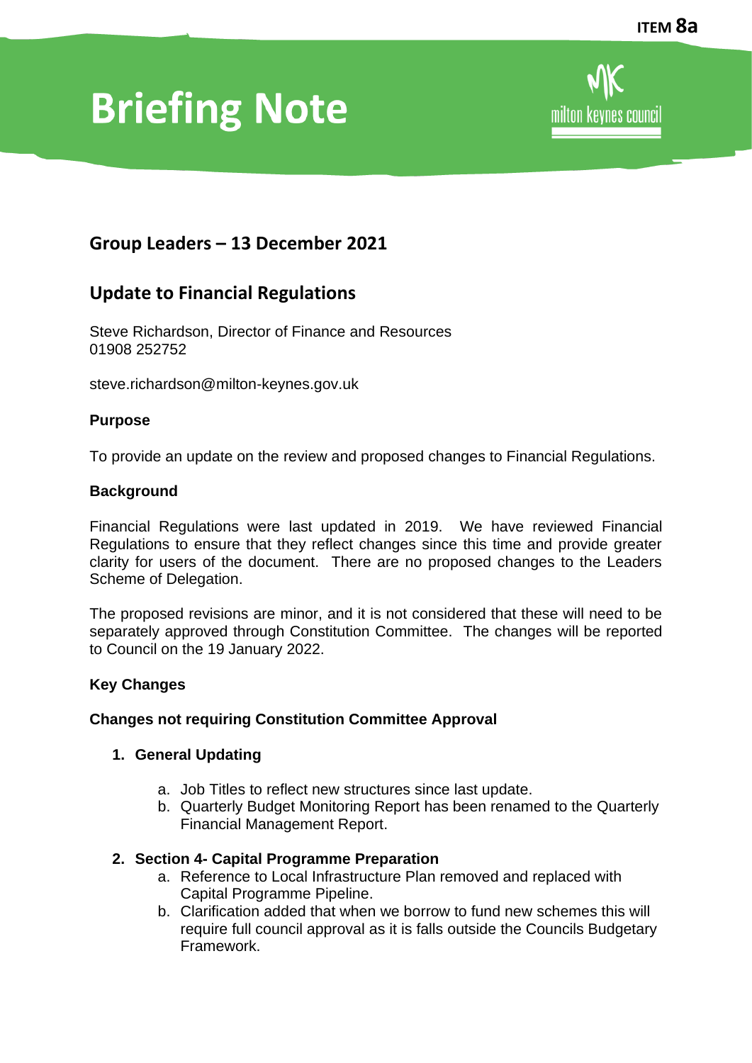ITEM 8a

# Briefing Note

milton keynes council

## Group Leaders – 13 December 2021

## Update to Financial Regulations

Steve Richardson, Director of Finance and Resources
01908 252752

steve.richardson@milton-keynes.gov.uk

**Purpose**

To provide an update on the review and proposed changes to Financial Regulations.

**Background**

Financial Regulations were last updated in 2019. We have reviewed Financial Regulations to ensure that they reflect changes since this time and provide greater clarity for users of the document. There are no proposed changes to the Leaders Scheme of Delegation.

The proposed revisions are minor, and it is not considered that these will need to be separately approved through Constitution Committee. The changes will be reported to Council on the 19 January 2022.

**Key Changes**

**Changes not requiring Constitution Committee Approval**

1. **General Updating**
   a. Job Titles to reflect new structures since last update.
   b. Quarterly Budget Monitoring Report has been renamed to the Quarterly Financial Management Report.

2. **Section 4- Capital Programme Preparation**
   a. Reference to Local Infrastructure Plan removed and replaced with Capital Programme Pipeline.
   b. Clarification added that when we borrow to fund new schemes this will require full council approval as it is falls outside the Councils Budgetary Framework.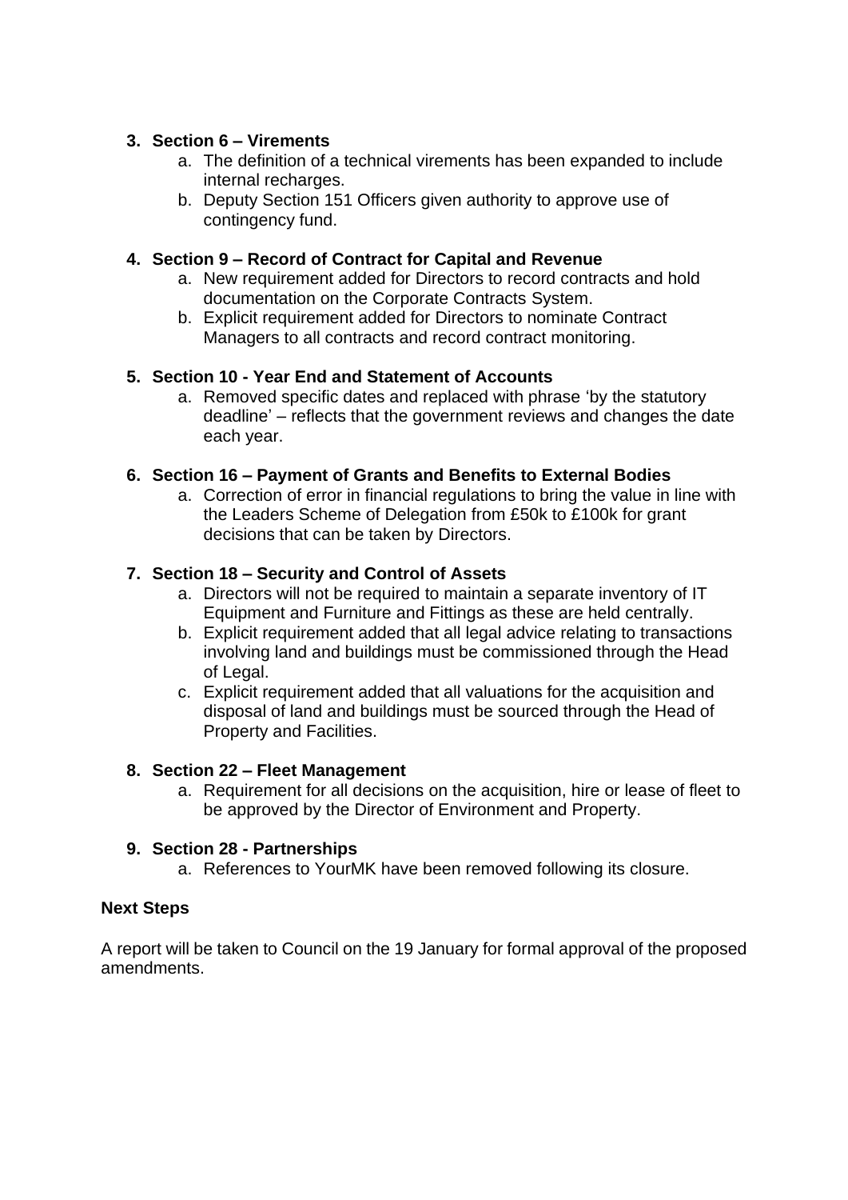3. **Section 6 – Virements**
    a. The definition of a technical virements has been expanded to include internal recharges.
    b. Deputy Section 151 Officers given authority to approve use of contingency fund.

4. **Section 9 – Record of Contract for Capital and Revenue**
    a. New requirement added for Directors to record contracts and hold documentation on the Corporate Contracts System.
    b. Explicit requirement added for Directors to nominate Contract Managers to all contracts and record contract monitoring.

5. **Section 10 - Year End and Statement of Accounts**
    a. Removed specific dates and replaced with phrase 'by the statutory deadline' – reflects that the government reviews and changes the date each year.

6. **Section 16 – Payment of Grants and Benefits to External Bodies**
    a. Correction of error in financial regulations to bring the value in line with the Leaders Scheme of Delegation from £50k to £100k for grant decisions that can be taken by Directors.

7. **Section 18 – Security and Control of Assets**
    a. Directors will not be required to maintain a separate inventory of IT Equipment and Furniture and Fittings as these are held centrally.
    b. Explicit requirement added that all legal advice relating to transactions involving land and buildings must be commissioned through the Head of Legal.
    c. Explicit requirement added that all valuations for the acquisition and disposal of land and buildings must be sourced through the Head of Property and Facilities.

8. **Section 22 – Fleet Management**
    a. Requirement for all decisions on the acquisition, hire or lease of fleet to be approved by the Director of Environment and Property.

9. **Section 28 - Partnerships**
    a. References to YourMK have been removed following its closure.

**Next Steps**

A report will be taken to Council on the 19 January for formal approval of the proposed amendments.